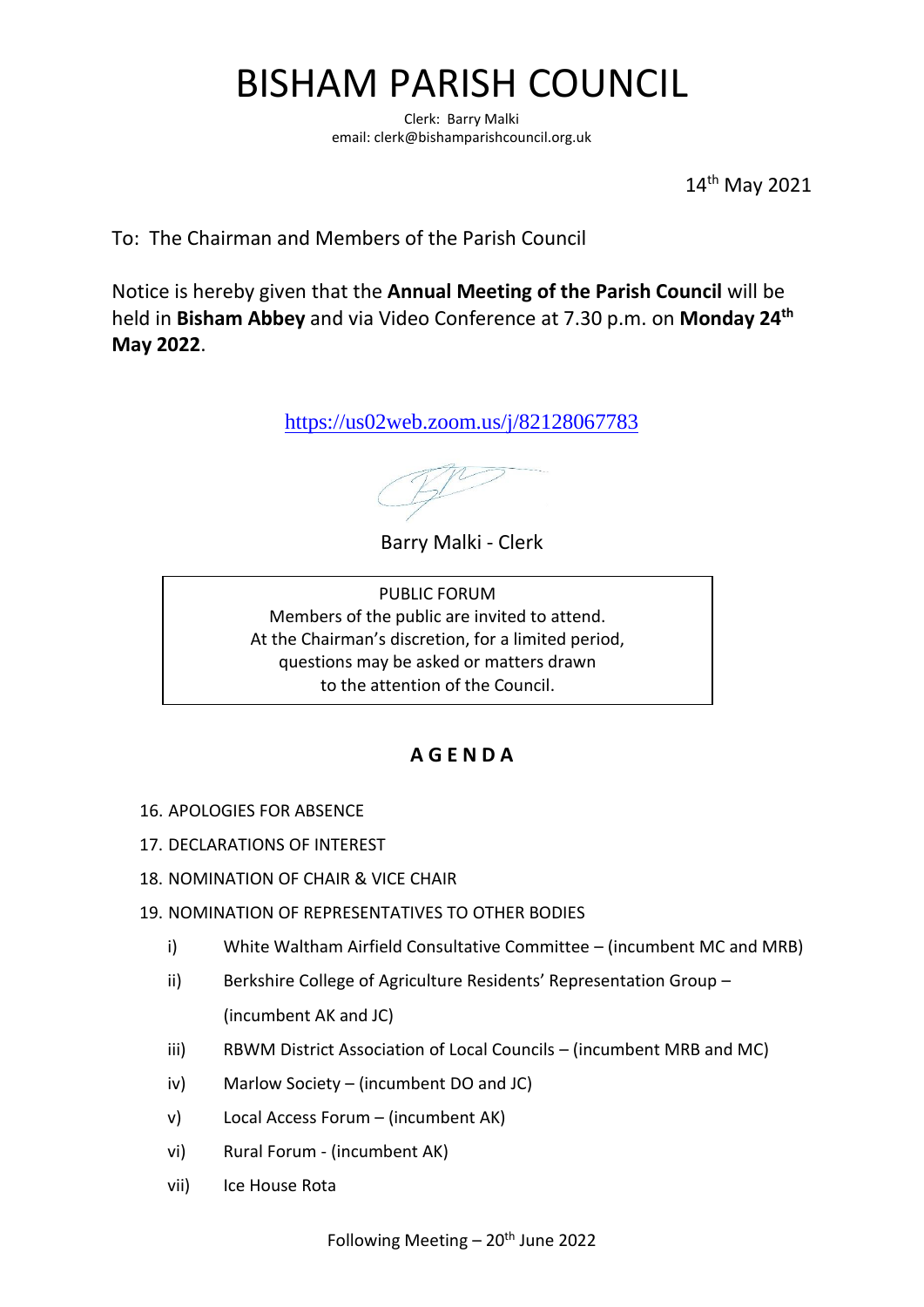# BISHAM PARISH COUNCIL

Clerk: Barry Malki
email: clerk@bishamparishcouncil.org.uk

14th May 2021

To: The Chairman and Members of the Parish Council

Notice is hereby given that the **Annual Meeting of the Parish Council** will be held in **Bisham Abbey** and via Video Conference at 7.30 p.m. on **Monday 24th May 2022**.

https://us02web.zoom.us/j/82128067783

Barry Malki - Clerk

PUBLIC FORUM
Members of the public are invited to attend.
At the Chairman's discretion, for a limited period,
questions may be asked or matters drawn
to the attention of the Council.

## A G E N D A

16. APOLOGIES FOR ABSENCE
17. DECLARATIONS OF INTEREST
18. NOMINATION OF CHAIR & VICE CHAIR
19. NOMINATION OF REPRESENTATIVES TO OTHER BODIES
    - i) White Waltham Airfield Consultative Committee – (incumbent MC and MRB)
    - ii) Berkshire College of Agriculture Residents' Representation Group – (incumbent AK and JC)
    - iii) RBWM District Association of Local Councils – (incumbent MRB and MC)
    - iv) Marlow Society – (incumbent DO and JC)
    - v) Local Access Forum – (incumbent AK)
    - vi) Rural Forum - (incumbent AK)
    - vii) Ice House Rota

Following Meeting – 20th June 2022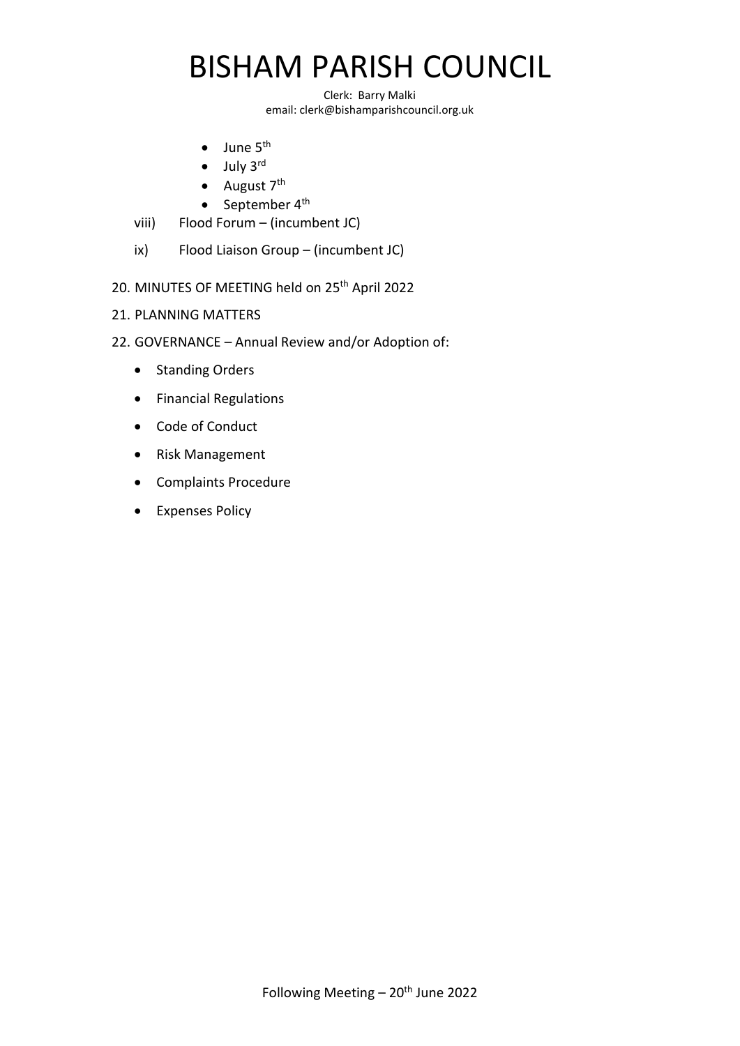# BISHAM PARISH COUNCIL

Clerk: Barry Malki
email: clerk@bishamparishcouncil.org.uk

- June 5th
- July 3rd
- August 7th
- September 4th

viii) Flood Forum – (incumbent JC)

ix) Flood Liaison Group – (incumbent JC)

20. MINUTES OF MEETING held on 25th April 2022

21. PLANNING MATTERS

22. GOVERNANCE – Annual Review and/or Adoption of:

- Standing Orders
- Financial Regulations
- Code of Conduct
- Risk Management
- Complaints Procedure
- Expenses Policy

Following Meeting – 20th June 2022